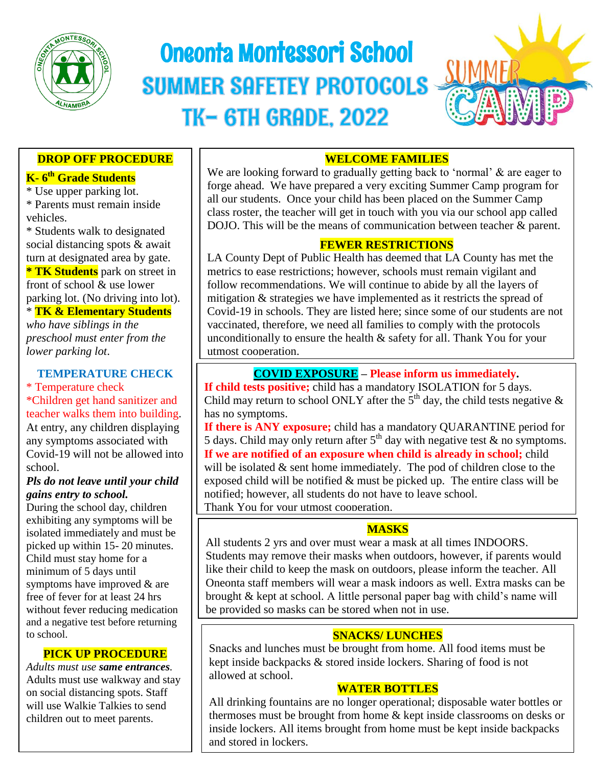# Oneonta Montessori School

## SUMMER SAFETEY PROTOCOLS

## TK- 6TH GRADE, 2022

### DROP OFF PROCEDURE

**K- 6th Grade Students**

* Use upper parking lot.
* Parents must remain inside vehicles.
* Students walk to designated social distancing spots & await turn at designated area by gate.

**\* TK Students** park on street in front of school & use lower parking lot. (No driving into lot).

\* **TK & Elementary Students** *who have siblings in the preschool must enter from the lower parking lot*.

### TEMPERATURE CHECK

\* Temperature check

\*Children get hand sanitizer and teacher walks them into building.

At entry, any children displaying any symptoms associated with Covid-19 will not be allowed into school.

***Pls do not leave until your child gains entry to school.***

During the school day, children exhibiting any symptoms will be isolated immediately and must be picked up within 15- 20 minutes. Child must stay home for a minimum of 5 days until symptoms have improved & are free of fever for at least 24 hrs without fever reducing medication and a negative test before returning to school.

### PICK UP PROCEDURE

*Adults must use **same entrances**.* Adults must use walkway and stay on social distancing spots. Staff will use Walkie Talkies to send children out to meet parents.

### WELCOME FAMILIES

We are looking forward to gradually getting back to 'normal' & are eager to forge ahead. We have prepared a very exciting Summer Camp program for all our students. Once your child has been placed on the Summer Camp class roster, the teacher will get in touch with you via our school app called DOJO. This will be the means of communication between teacher & parent.

### FEWER RESTRICTIONS

LA County Dept of Public Health has deemed that LA County has met the metrics to ease restrictions; however, schools must remain vigilant and follow recommendations. We will continue to abide by all the layers of mitigation & strategies we have implemented as it restricts the spread of Covid-19 in schools. They are listed here; since some of our students are not vaccinated, therefore, we need all families to comply with the protocols unconditionally to ensure the health & safety for all. Thank You for your utmost cooperation.

### COVID EXPOSURE – Please inform us immediately.

**If child tests positive;** child has a mandatory ISOLATION for 5 days. Child may return to school ONLY after the 5th day, the child tests negative & has no symptoms.

**If there is ANY exposure;** child has a mandatory QUARANTINE period for 5 days. Child may only return after 5th day with negative test & no symptoms.

**If we are notified of an exposure when child is already in school;** child will be isolated & sent home immediately. The pod of children close to the exposed child will be notified & must be picked up. The entire class will be notified; however, all students do not have to leave school.

Thank You for your utmost cooperation.

### MASKS

All students 2 yrs and over must wear a mask at all times INDOORS. Students may remove their masks when outdoors, however, if parents would like their child to keep the mask on outdoors, please inform the teacher. All Oneonta staff members will wear a mask indoors as well. Extra masks can be brought & kept at school. A little personal paper bag with child's name will be provided so masks can be stored when not in use.

### SNACKS/ LUNCHES

Snacks and lunches must be brought from home. All food items must be kept inside backpacks & stored inside lockers. Sharing of food is not allowed at school.

### WATER BOTTLES

All drinking fountains are no longer operational; disposable water bottles or thermoses must be brought from home & kept inside classrooms on desks or inside lockers. All items brought from home must be kept inside backpacks and stored in lockers.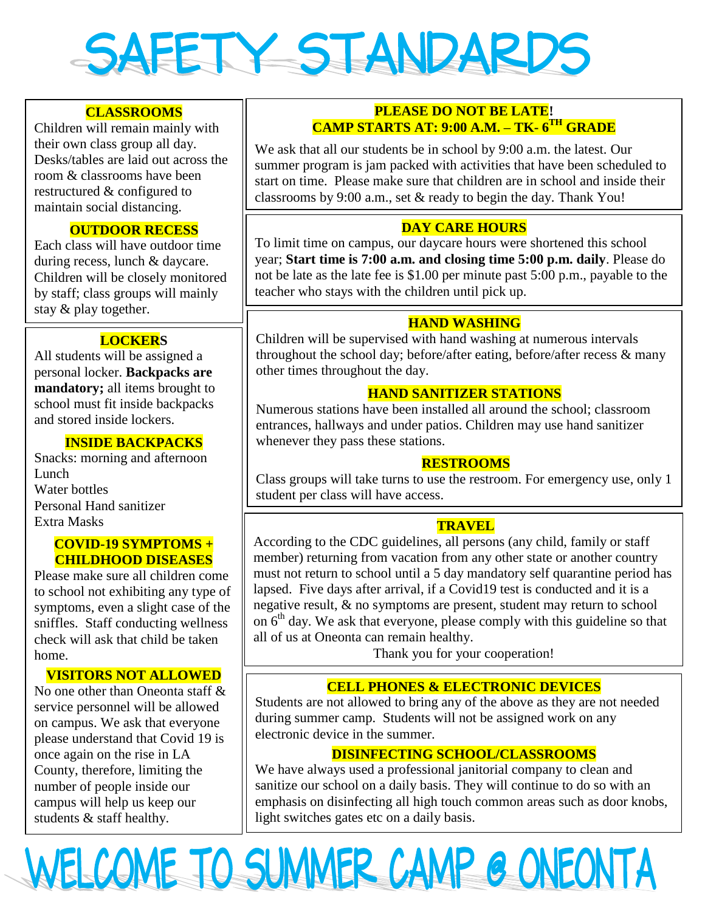# SAFETY STANDARDS

### CLASSROOMS

Children will remain mainly with their own class group all day. Desks/tables are laid out across the room & classrooms have been restructured & configured to maintain social distancing.

### OUTDOOR RECESS

Each class will have outdoor time during recess, lunch & daycare. Children will be closely monitored by staff; class groups will mainly stay & play together.

### LOCKERS

All students will be assigned a personal locker. **Backpacks are mandatory;** all items brought to school must fit inside backpacks and stored inside lockers.

### INSIDE BACKPACKS

Snacks: morning and afternoon
Lunch
Water bottles
Personal Hand sanitizer
Extra Masks

### COVID-19 SYMPTOMS + CHILDHOOD DISEASES

Please make sure all children come to school not exhibiting any type of symptoms, even a slight case of the sniffles. Staff conducting wellness check will ask that child be taken home.

### VISITORS NOT ALLOWED

No one other than Oneonta staff & service personnel will be allowed on campus. We ask that everyone please understand that Covid 19 is once again on the rise in LA County, therefore, limiting the number of people inside our campus will help us keep our students & staff healthy.

### PLEASE DO NOT BE LATE! CAMP STARTS AT: 9:00 A.M. – TK- 6TH GRADE

We ask that all our students be in school by 9:00 a.m. the latest. Our summer program is jam packed with activities that have been scheduled to start on time. Please make sure that children are in school and inside their classrooms by 9:00 a.m., set & ready to begin the day. Thank You!

### DAY CARE HOURS

To limit time on campus, our daycare hours were shortened this school year; **Start time is 7:00 a.m. and closing time 5:00 p.m. daily**. Please do not be late as the late fee is $1.00 per minute past 5:00 p.m., payable to the teacher who stays with the children until pick up.

### HAND WASHING

Children will be supervised with hand washing at numerous intervals throughout the school day; before/after eating, before/after recess & many other times throughout the day.

### HAND SANITIZER STATIONS

Numerous stations have been installed all around the school; classroom entrances, hallways and under patios. Children may use hand sanitizer whenever they pass these stations.

### RESTROOMS

Class groups will take turns to use the restroom. For emergency use, only 1 student per class will have access.

### TRAVEL

According to the CDC guidelines, all persons (any child, family or staff member) returning from vacation from any other state or another country must not return to school until a 5 day mandatory self quarantine period has lapsed. Five days after arrival, if a Covid19 test is conducted and it is a negative result, & no symptoms are present, student may return to school on 6th day. We ask that everyone, please comply with this guideline so that all of us at Oneonta can remain healthy.

Thank you for your cooperation!

### CELL PHONES & ELECTRONIC DEVICES

Students are not allowed to bring any of the above as they are not needed during summer camp. Students will not be assigned work on any electronic device in the summer.

### DISINFECTING SCHOOL/CLASSROOMS

We have always used a professional janitorial company to clean and sanitize our school on a daily basis. They will continue to do so with an emphasis on disinfecting all high touch common areas such as door knobs, light switches gates etc on a daily basis.

# WELCOME TO SUMMER CAMP @ ONEONTA